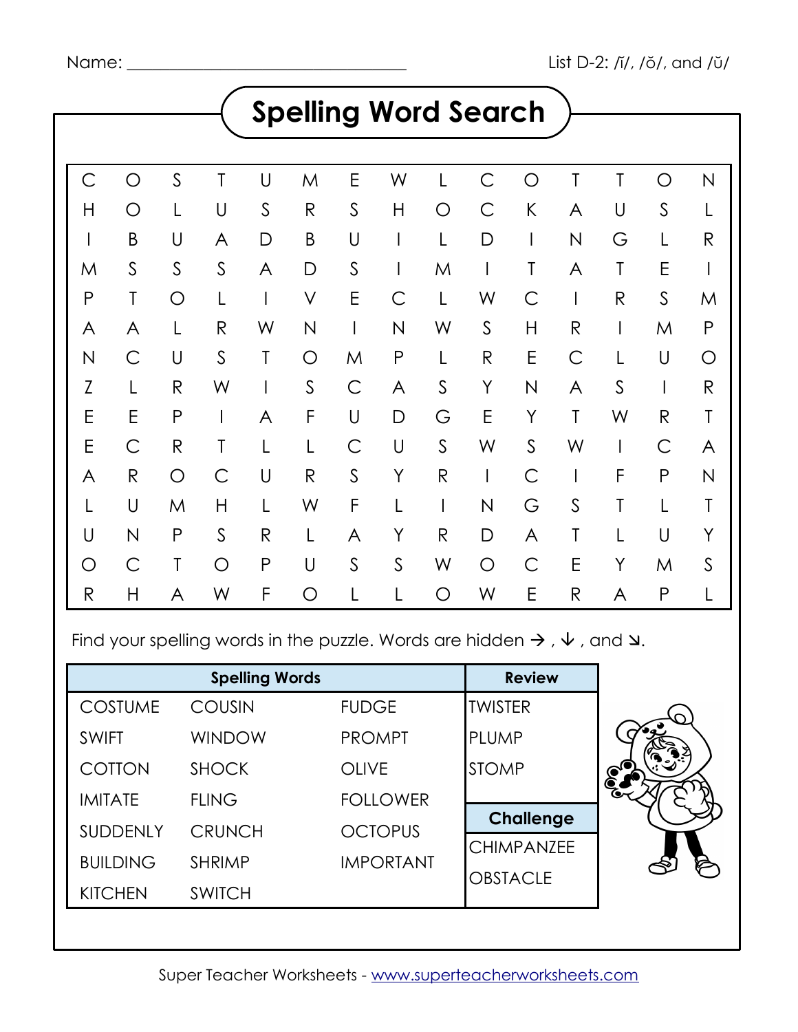Name: ________________________________ List D-2: /ĭ/, /ŏ/, and /ŭ/

# Spelling Word Search

| | | | | | | | | | | | | | | |
|---|---|---|---|---|---|---|---|---|---|---|---|---|---|---|
| C | O | S | T | U | M | E | W | L | C | O | T | T | O | N |
| H | O | L | U | S | R | S | H | O | C | K | A | U | S | L |
| I | B | U | A | D | B | U | I | L | D | I | N | G | L | R |
| M | S | S | S | A | D | S | I | M | I | T | A | T | E | I |
| P | T | O | L | I | V | E | C | L | W | C | I | R | S | M |
| A | A | L | R | W | N | I | N | W | S | H | R | I | M | P |
| N | C | U | S | T | O | M | P | L | R | E | C | L | U | O |
| Z | L | R | W | I | S | C | A | S | Y | N | A | S | I | R |
| E | E | P | I | A | F | U | D | G | E | Y | T | W | R | T |
| E | C | R | T | L | L | C | U | S | W | S | W | I | C | A |
| A | R | O | C | U | R | S | Y | R | I | C | I | F | P | N |
| L | U | M | H | L | W | F | L | I | N | G | S | T | L | T |
| U | N | P | S | R | L | A | Y | R | D | A | T | L | U | Y |
| O | C | T | O | P | U | S | S | W | O | C | E | Y | M | S |
| R | H | A | W | F | O | L | L | O | W | E | R | A | P | L |

Find your spelling words in the puzzle. Words are hidden →, ↓, and ↘.

| Spelling Words | | | Review |
|---|---|---|---|
| COSTUME | COUSIN | FUDGE | TWISTER |
| SWIFT | WINDOW | PROMPT | PLUMP |
| COTTON | SHOCK | OLIVE | STOMP |
| IMITATE | FLING | FOLLOWER | **Challenge** |
| SUDDENLY | CRUNCH | OCTOPUS | CHIMPANZEE |
| BUILDING | SHRIMP | IMPORTANT | OBSTACLE |
| KITCHEN | SWITCH | | |

Super Teacher Worksheets - www.superteacherworksheets.com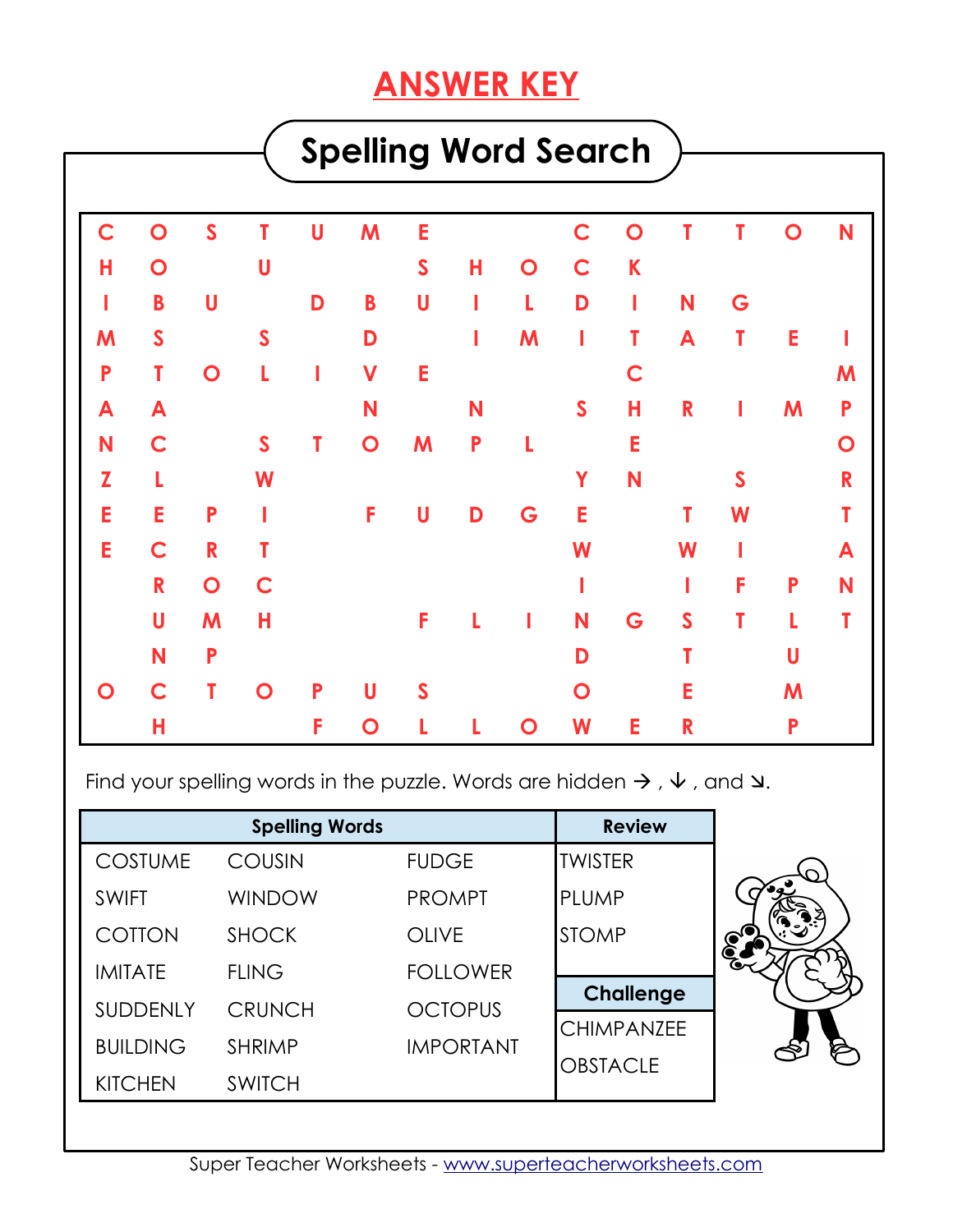# ANSWER KEY

## Spelling Word Search

| | | | | | | | | | | | | | | |
|---|---|---|---|---|---|---|---|---|---|---|---|---|---|---|
| C | O | S | T | U | M | E | | | C | O | T | T | O | N |
| H | O | | U | | | S | H | O | C | K | | | | |
| I | B | U | | D | B | U | I | L | D | I | N | G | | |
| M | S | | S | | D | | I | M | I | T | A | T | E | I |
| P | T | O | L | I | V | E | | | | C | | | | M |
| A | A | | | | N | | N | | S | H | R | I | M | P |
| N | C | | S | T | O | M | P | L | | E | | | | O |
| Z | L | | W | | | | | | Y | N | | S | | R |
| E | E | P | I | | F | U | D | G | E | | T | W | | T |
| E | C | R | T | | | | | | W | | W | I | | A |
| | R | O | C | | | | | | I | | I | F | P | N |
| | U | M | H | | | F | L | I | N | G | S | T | L | T |
| | N | P | | | | | | | D | | T | | U | |
| O | C | T | O | P | U | S | | | O | | E | | M | |
| | H | | | F | O | L | L | O | W | E | R | | P | |

Find your spelling words in the puzzle. Words are hidden → , ↓ , and ↘.

| Spelling Words | | | Review |
|---|---|---|---|
| COSTUME | COUSIN | FUDGE | TWISTER |
| SWIFT | WINDOW | PROMPT | PLUMP |
| COTTON | SHOCK | OLIVE | STOMP |
| IMITATE | FLING | FOLLOWER | **Challenge** |
| SUDDENLY | CRUNCH | OCTOPUS | CHIMPANZEE |
| BUILDING | SHRIMP | IMPORTANT | OBSTACLE |
| KITCHEN | SWITCH | | |

Super Teacher Worksheets - www.superteacherworksheets.com